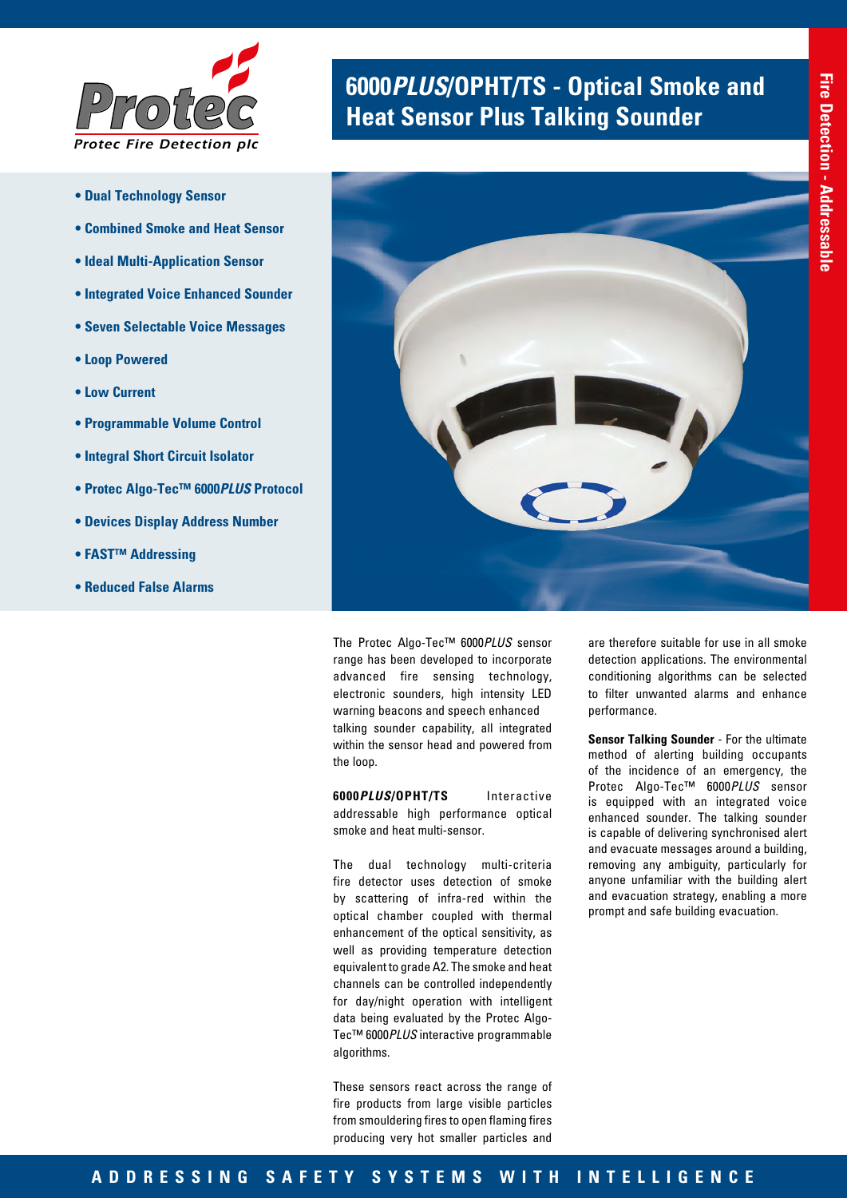Protec Fire Detection plc

# 6000*PLUS*/OPHT/TS - Optical Smoke and Heat Sensor Plus Talking Sounder

Fire Detection - Addressable

- **Dual Technology Sensor**
- **Combined Smoke and Heat Sensor**
- **Ideal Multi-Application Sensor**
- **Integrated Voice Enhanced Sounder**
- **Seven Selectable Voice Messages**
- **Loop Powered**
- **Low Current**
- **Programmable Volume Control**
- **Integral Short Circuit Isolator**
- **Protec Algo-Tec™ 6000*PLUS* Protocol**
- **Devices Display Address Number**
- **FAST™ Addressing**
- **Reduced False Alarms**

The Protec Algo-Tec™ 6000*PLUS* sensor range has been developed to incorporate advanced fire sensing technology, electronic sounders, high intensity LED warning beacons and speech enhanced talking sounder capability, all integrated within the sensor head and powered from the loop.

**6000*PLUS*/OPHT/TS** Interactive addressable high performance optical smoke and heat multi-sensor.

The dual technology multi-criteria fire detector uses detection of smoke by scattering of infra-red within the optical chamber coupled with thermal enhancement of the optical sensitivity, as well as providing temperature detection equivalent to grade A2. The smoke and heat channels can be controlled independently for day/night operation with intelligent data being evaluated by the Protec Algo-Tec™ 6000*PLUS* interactive programmable algorithms.

These sensors react across the range of fire products from large visible particles from smouldering fires to open flaming fires producing very hot smaller particles and are therefore suitable for use in all smoke detection applications. The environmental conditioning algorithms can be selected to filter unwanted alarms and enhance performance.

**Sensor Talking Sounder** - For the ultimate method of alerting building occupants of the incidence of an emergency, the Protec Algo-Tec™ 6000*PLUS* sensor is equipped with an integrated voice enhanced sounder. The talking sounder is capable of delivering synchronised alert and evacuate messages around a building, removing any ambiguity, particularly for anyone unfamiliar with the building alert and evacuation strategy, enabling a more prompt and safe building evacuation.

ADDRESSING SAFETY SYSTEMS WITH INTELLIGENCE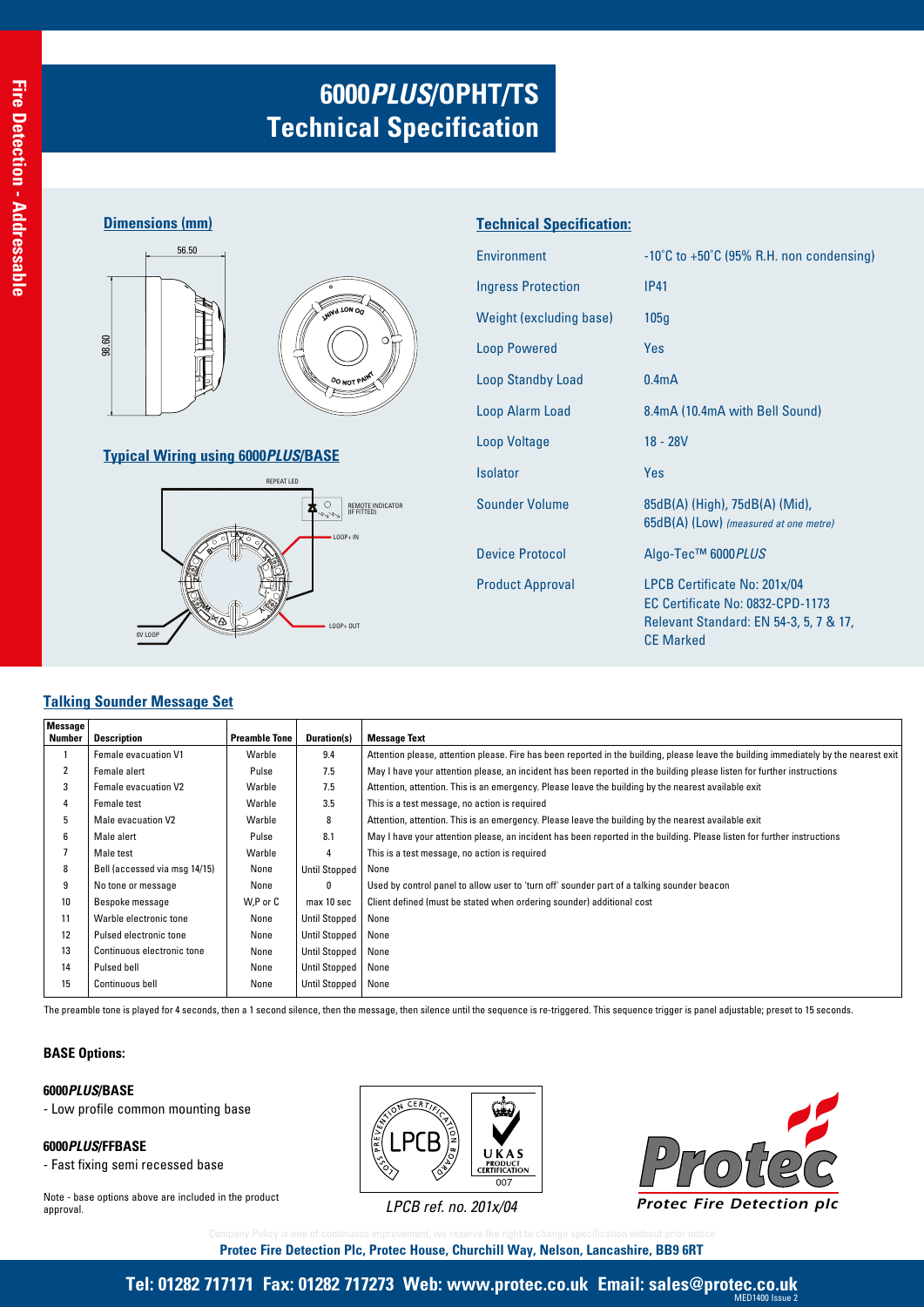# 6000*PLUS*/OPHT/TS
# Technical Specification

## Dimensions (mm)

56.50

98.60

DO NOT PAINT

DO NOT PAINT

## Typical Wiring using 6000*PLUS*/BASE

REPEAT LED

REMOTE INDICATOR (IF FITTED)

LOOP+ IN

LOOP+ OUT

0V LOOP

## Technical Specification:

| | |
|---|---|
| Environment | -10˚C to +50˚C (95% R.H. non condensing) |
| Ingress Protection | IP41 |
| Weight (excluding base) | 105g |
| Loop Powered | Yes |
| Loop Standby Load | 0.4mA |
| Loop Alarm Load | 8.4mA (10.4mA with Bell Sound) |
| Loop Voltage | 18 - 28V |
| Isolator | Yes |
| Sounder Volume | 85dB(A) (High), 75dB(A) (Mid), 65dB(A) (Low) *(measured at one metre)* |
| Device Protocol | Algo-Tec™ 6000*PLUS* |
| Product Approval | LPCB Certificate No: 201x/04<br>EC Certificate No: 0832-CPD-1173<br>Relevant Standard: EN 54-3, 5, 7 & 17,<br>CE Marked |

## Talking Sounder Message Set

| Message Number | Description | Preamble Tone | Duration(s) | Message Text |
|---|---|---|---|---|
| 1 | Female evacuation V1 | Warble | 9.4 | Attention please, attention please. Fire has been reported in the building, please leave the building immediately by the nearest exit |
| 2 | Female alert | Pulse | 7.5 | May I have your attention please, an incident has been reported in the building please listen for further instructions |
| 3 | Female evacuation V2 | Warble | 7.5 | Attention, attention. This is an emergency. Please leave the building by the nearest available exit |
| 4 | Female test | Warble | 3.5 | This is a test message, no action is required |
| 5 | Male evacuation V2 | Warble | 8 | Attention, attention. This is an emergency. Please leave the building by the nearest available exit |
| 6 | Male alert | Pulse | 8.1 | May I have your attention please, an incident has been reported in the building. Please listen for further instructions |
| 7 | Male test | Warble | 4 | This is a test message, no action is required |
| 8 | Bell (accessed via msg 14/15) | None | Until Stopped | None |
| 9 | No tone or message | None | 0 | Used by control panel to allow user to 'turn off' sounder part of a talking sounder beacon |
| 10 | Bespoke message | W,P or C | max 10 sec | Client defined (must be stated when ordering sounder) additional cost |
| 11 | Warble electronic tone | None | Until Stopped | None |
| 12 | Pulsed electronic tone | None | Until Stopped | None |
| 13 | Continuous electronic tone | None | Until Stopped | None |
| 14 | Pulsed bell | None | Until Stopped | None |
| 15 | Continuous bell | None | Until Stopped | None |

The preamble tone is played for 4 seconds, then a 1 second silence, then the message, then silence until the sequence is re-triggered. This sequence trigger is panel adjustable; preset to 15 seconds.

**BASE Options:**

**6000*PLUS*/BASE**
- Low profile common mounting base

**6000*PLUS*/FFBASE**
- Fast fixing semi recessed base

Note - base options above are included in the product approval.

*LPCB ref. no. 201x/04*

Protec Fire Detection plc

Company Policy is one of continuous improvement, we reserve the right to change specification without prior notice

**Protec Fire Detection Plc, Protec House, Churchill Way, Nelson, Lancashire, BB9 6RT**

**Tel: 01282 717171 Fax: 01282 717273 Web: www.protec.co.uk Email: sales@protec.co.uk**

MED1400 Issue 2